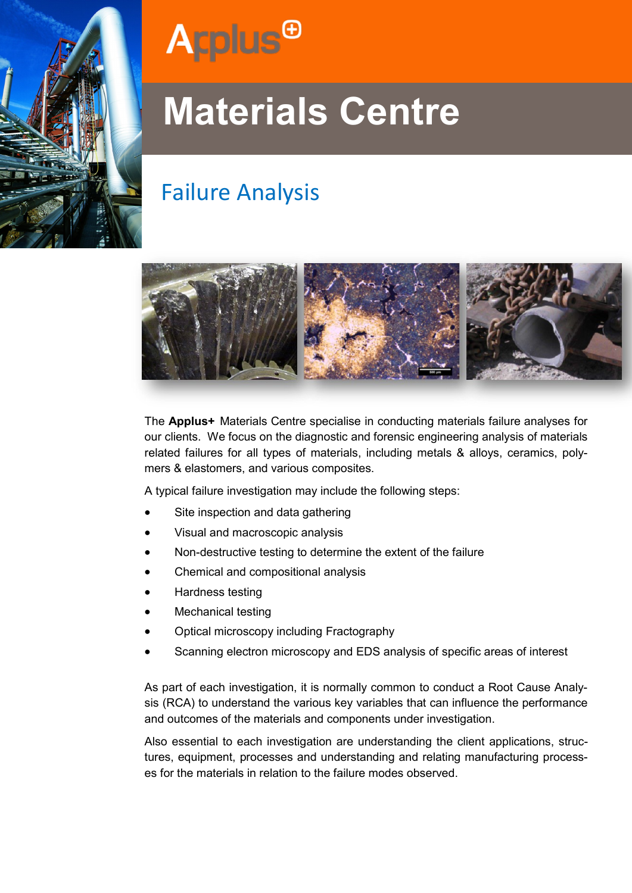Applus+

# Materials Centre

## Failure Analysis

The **Applus+** Materials Centre specialise in conducting materials failure analyses for our clients. We focus on the diagnostic and forensic engineering analysis of materials related failures for all types of materials, including metals & alloys, ceramics, polymers & elastomers, and various composites.

A typical failure investigation may include the following steps:

- Site inspection and data gathering
- Visual and macroscopic analysis
- Non-destructive testing to determine the extent of the failure
- Chemical and compositional analysis
- Hardness testing
- Mechanical testing
- Optical microscopy including Fractography
- Scanning electron microscopy and EDS analysis of specific areas of interest

As part of each investigation, it is normally common to conduct a Root Cause Analysis (RCA) to understand the various key variables that can influence the performance and outcomes of the materials and components under investigation.

Also essential to each investigation are understanding the client applications, structures, equipment, processes and understanding and relating manufacturing processes for the materials in relation to the failure modes observed.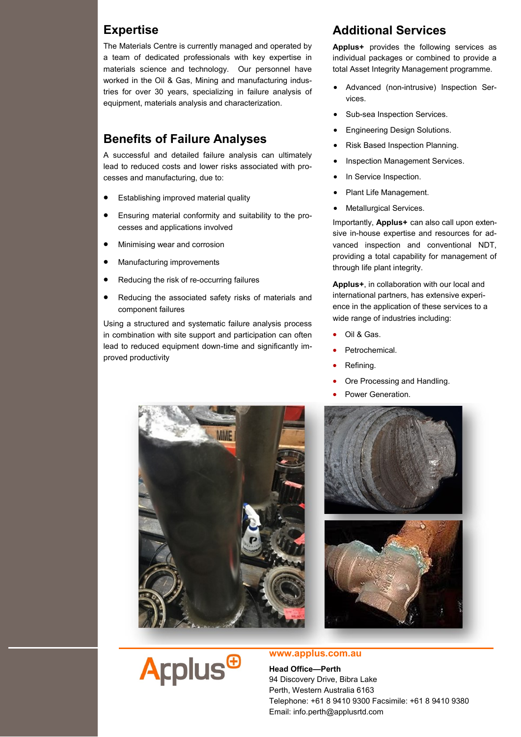## Expertise

The Materials Centre is currently managed and operated by a team of dedicated professionals with key expertise in materials science and technology. Our personnel have worked in the Oil & Gas, Mining and manufacturing industries for over 30 years, specializing in failure analysis of equipment, materials analysis and characterization.

## Benefits of Failure Analyses

A successful and detailed failure analysis can ultimately lead to reduced costs and lower risks associated with processes and manufacturing, due to:

- Establishing improved material quality
- Ensuring material conformity and suitability to the processes and applications involved
- Minimising wear and corrosion
- Manufacturing improvements
- Reducing the risk of re-occurring failures
- Reducing the associated safety risks of materials and component failures

Using a structured and systematic failure analysis process in combination with site support and participation can often lead to reduced equipment down-time and significantly improved productivity

## Additional Services

**Applus+** provides the following services as individual packages or combined to provide a total Asset Integrity Management programme.

- Advanced (non-intrusive) Inspection Services.
- Sub-sea Inspection Services.
- Engineering Design Solutions.
- Risk Based Inspection Planning.
- Inspection Management Services.
- In Service Inspection.
- Plant Life Management.
- Metallurgical Services.

Importantly, **Applus+** can also call upon extensive in-house expertise and resources for advanced inspection and conventional NDT, providing a total capability for management of through life plant integrity.

**Applus+**, in collaboration with our local and international partners, has extensive experience in the application of these services to a wide range of industries including:

- Oil & Gas.
- Petrochemical.
- Refining.
- Ore Processing and Handling.
- Power Generation.

Applus+

**www.applus.com.au**

**Head Office—Perth**
94 Discovery Drive, Bibra Lake
Perth, Western Australia 6163
Telephone: +61 8 9410 9300 Facsimile: +61 8 9410 9380
Email: info.perth@applusrtd.com